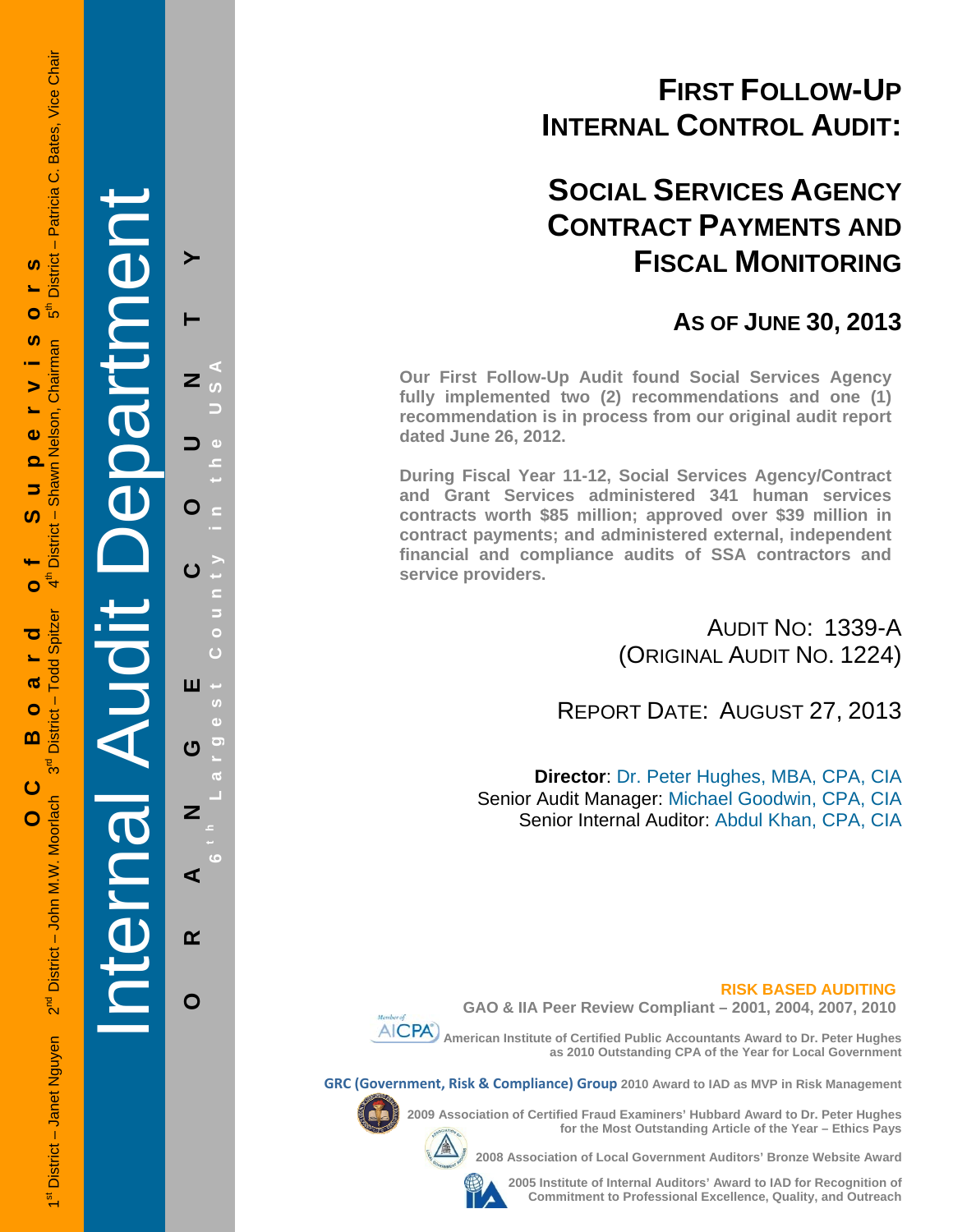OC Board of Supervisors

1st District – Janet Nguyen 2nd District – John M.W. Moorlach 3rd District – Todd Spitzer 4th District – Shawn Nelson, Chairman 5th District – Patricia C. Bates, Vice Chair

Internal Audit Department

ORANGE COUNTY

6th Largest County in the USA

# First Follow-Up Internal Control Audit:

# Social Services Agency Contract Payments and Fiscal Monitoring

## As of June 30, 2013

**Our First Follow-Up Audit found Social Services Agency fully implemented two (2) recommendations and one (1) recommendation is in process from our original audit report dated June 26, 2012.**

**During Fiscal Year 11-12, Social Services Agency/Contract and Grant Services administered 341 human services contracts worth $85 million; approved over $39 million in contract payments; and administered external, independent financial and compliance audits of SSA contractors and service providers.**

Audit No: 1339-A
(Original Audit No. 1224)

Report Date: August 27, 2013

**Director**: Dr. Peter Hughes, MBA, CPA, CIA
Senior Audit Manager: Michael Goodwin, CPA, CIA
Senior Internal Auditor: Abdul Khan, CPA, CIA

**RISK BASED AUDITING**

**GAO & IIA Peer Review Compliant – 2001, 2004, 2007, 2010**

**American Institute of Certified Public Accountants Award to Dr. Peter Hughes as 2010 Outstanding CPA of the Year for Local Government**

**GRC (Government, Risk & Compliance) Group 2010 Award to IAD as MVP in Risk Management**

**2009 Association of Certified Fraud Examiners' Hubbard Award to Dr. Peter Hughes for the Most Outstanding Article of the Year – Ethics Pays**

**2008 Association of Local Government Auditors' Bronze Website Award**

**2005 Institute of Internal Auditors' Award to IAD for Recognition of Commitment to Professional Excellence, Quality, and Outreach**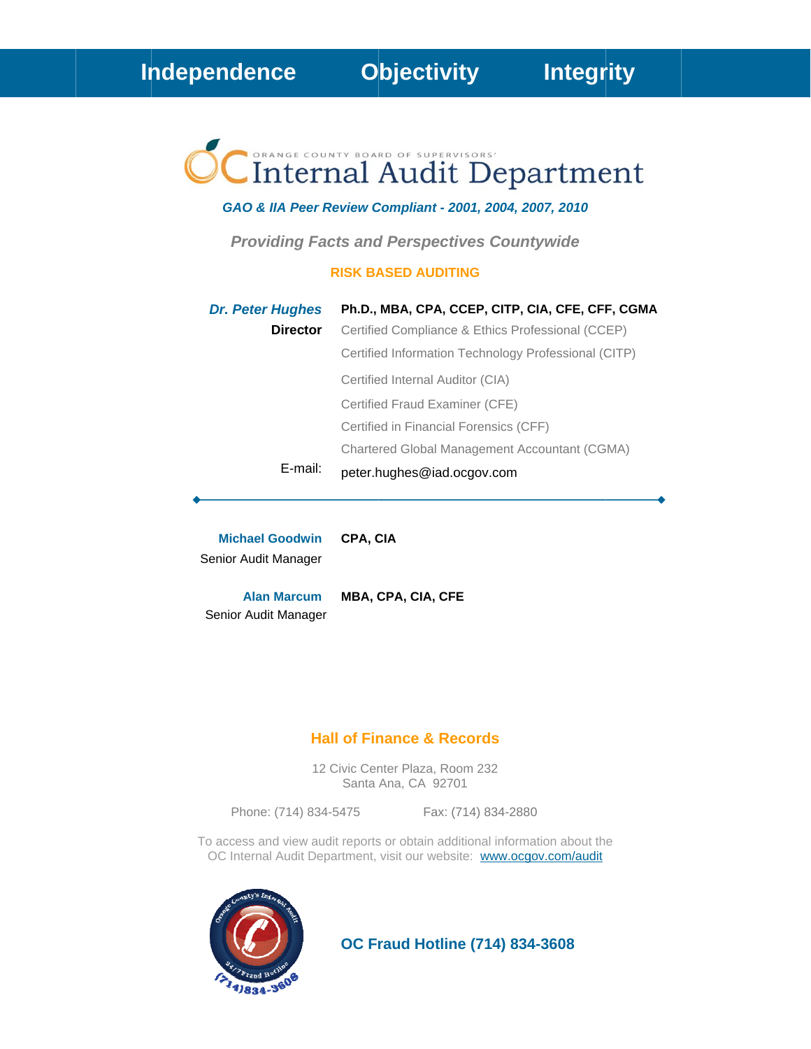**Independence Objectivity Integrity**

ORANGE COUNTY BOARD OF SUPERVISORS'

# Internal Audit Department

***GAO & IIA Peer Review Compliant - 2001, 2004, 2007, 2010***

***Providing Facts and Perspectives Countywide***

**RISK BASED AUDITING**

***Dr. Peter Hughes*** **Ph.D., MBA, CPA, CCEP, CITP, CIA, CFE, CFF, CGMA**
**Director**
Certified Compliance & Ethics Professional (CCEP)
Certified Information Technology Professional (CITP)
Certified Internal Auditor (CIA)
Certified Fraud Examiner (CFE)
Certified in Financial Forensics (CFF)
Chartered Global Management Accountant (CGMA)

E-mail: peter.hughes@iad.ocgov.com

---

**Michael Goodwin** **CPA, CIA**
Senior Audit Manager

**Alan Marcum** **MBA, CPA, CIA, CFE**
Senior Audit Manager

## Hall of Finance & Records

12 Civic Center Plaza, Room 232
Santa Ana, CA 92701

Phone: (714) 834-5475 Fax: (714) 834-2880

To access and view audit reports or obtain additional information about the OC Internal Audit Department, visit our website: www.ocgov.com/audit

Orange County's Internal Audit 24/7 Fraud Hotline (714)834-3608

**OC Fraud Hotline (714) 834-3608**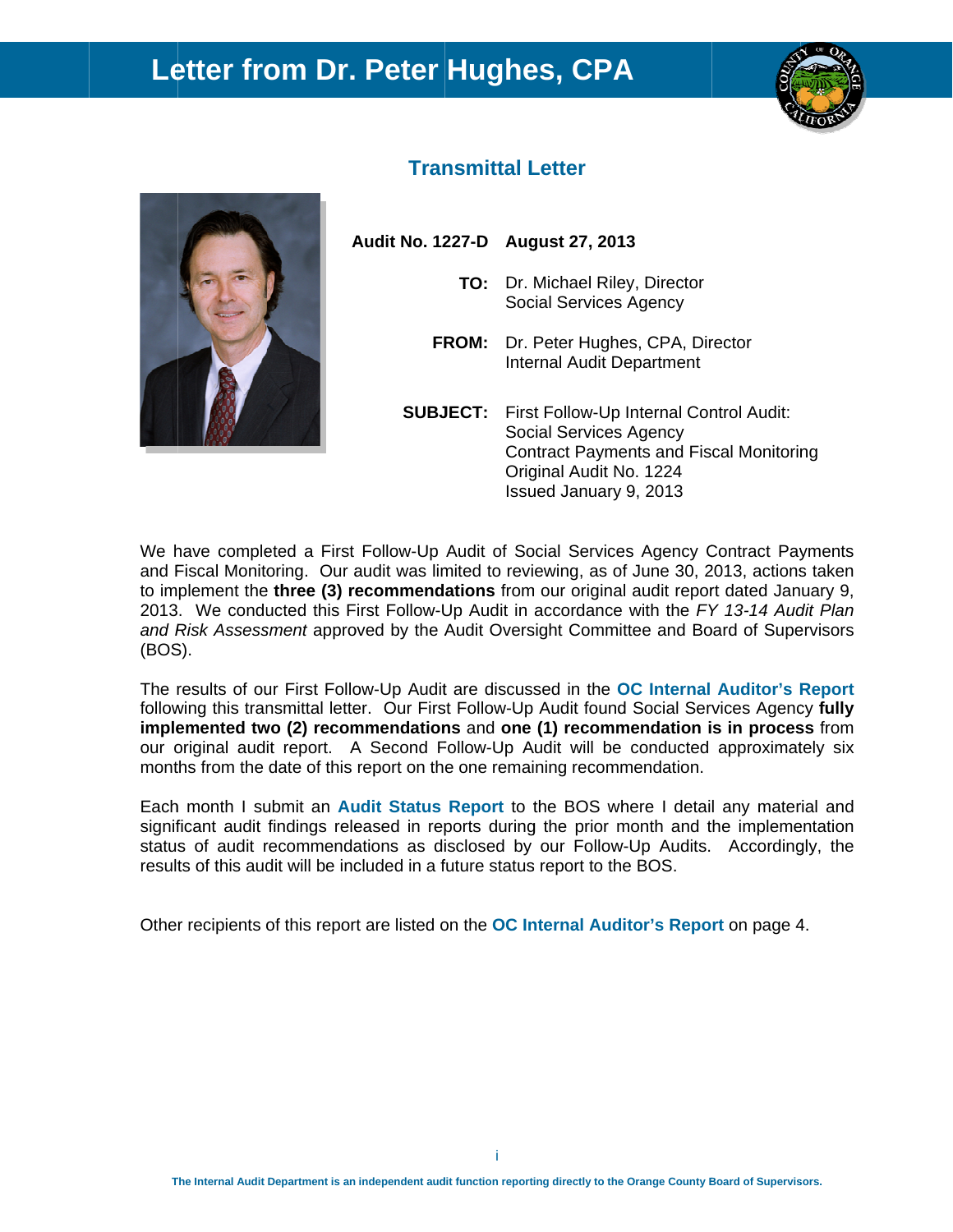# Letter from Dr. Peter Hughes, CPA

## Transmittal Letter

**Audit No. 1227-D** **August 27, 2013**

**TO:** Dr. Michael Riley, Director
Social Services Agency

**FROM:** Dr. Peter Hughes, CPA, Director
Internal Audit Department

**SUBJECT:** First Follow-Up Internal Control Audit:
Social Services Agency
Contract Payments and Fiscal Monitoring
Original Audit No. 1224
Issued January 9, 2013

We have completed a First Follow-Up Audit of Social Services Agency Contract Payments and Fiscal Monitoring. Our audit was limited to reviewing, as of June 30, 2013, actions taken to implement the **three (3) recommendations** from our original audit report dated January 9, 2013. We conducted this First Follow-Up Audit in accordance with the *FY 13-14 Audit Plan and Risk Assessment* approved by the Audit Oversight Committee and Board of Supervisors (BOS).

The results of our First Follow-Up Audit are discussed in the **OC Internal Auditor's Report** following this transmittal letter. Our First Follow-Up Audit found Social Services Agency **fully implemented two (2) recommendations** and **one (1) recommendation is in process** from our original audit report. A Second Follow-Up Audit will be conducted approximately six months from the date of this report on the one remaining recommendation.

Each month I submit an **Audit Status Report** to the BOS where I detail any material and significant audit findings released in reports during the prior month and the implementation status of audit recommendations as disclosed by our Follow-Up Audits. Accordingly, the results of this audit will be included in a future status report to the BOS.

Other recipients of this report are listed on the **OC Internal Auditor's Report** on page 4.

The Internal Audit Department is an independent audit function reporting directly to the Orange County Board of Supervisors.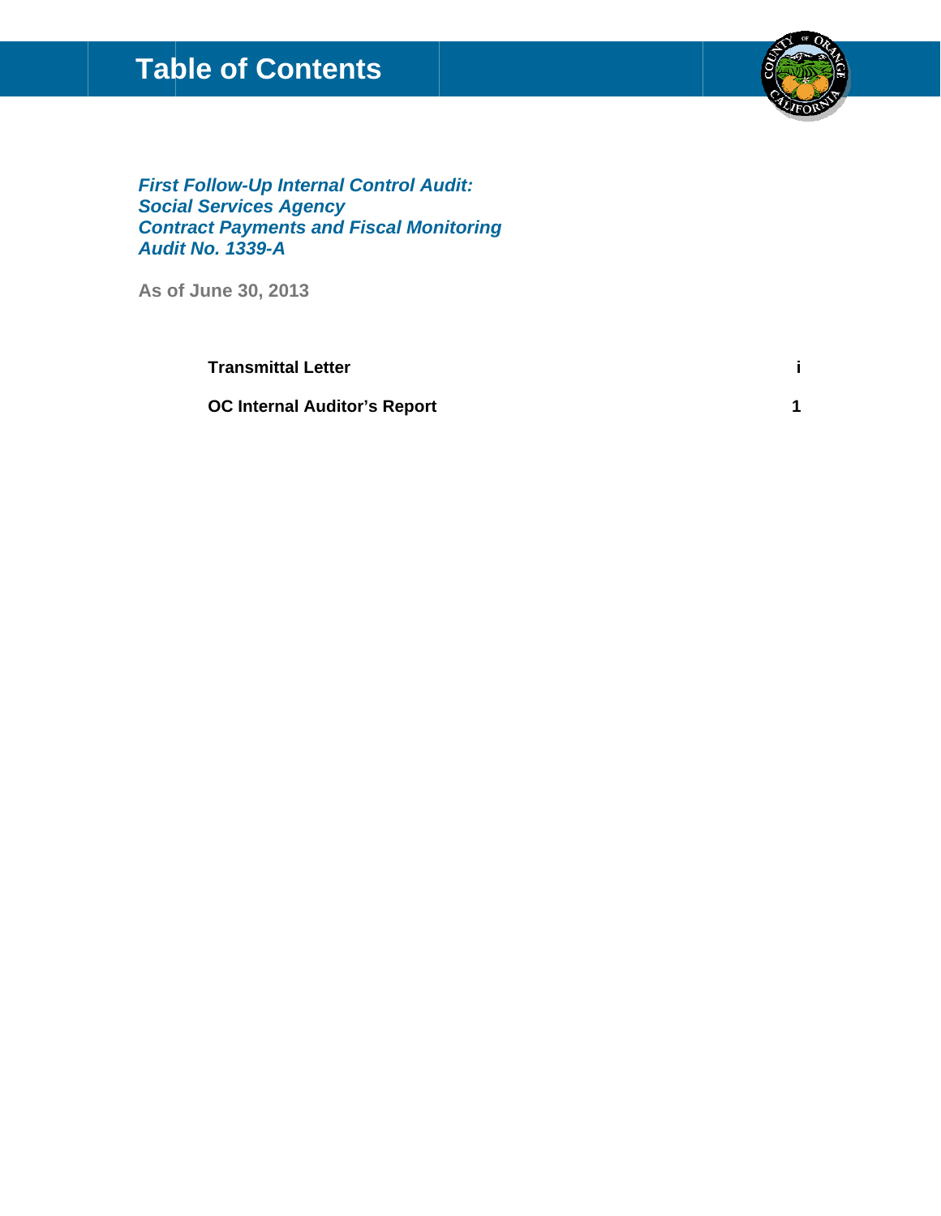# Table of Contents

***First Follow-Up Internal Control Audit:***
***Social Services Agency***
***Contract Payments and Fiscal Monitoring***
***Audit No. 1339-A***

**As of June 30, 2013**

| | |
|---|---|
| **Transmittal Letter** | **i** |
| **OC Internal Auditor's Report** | **1** |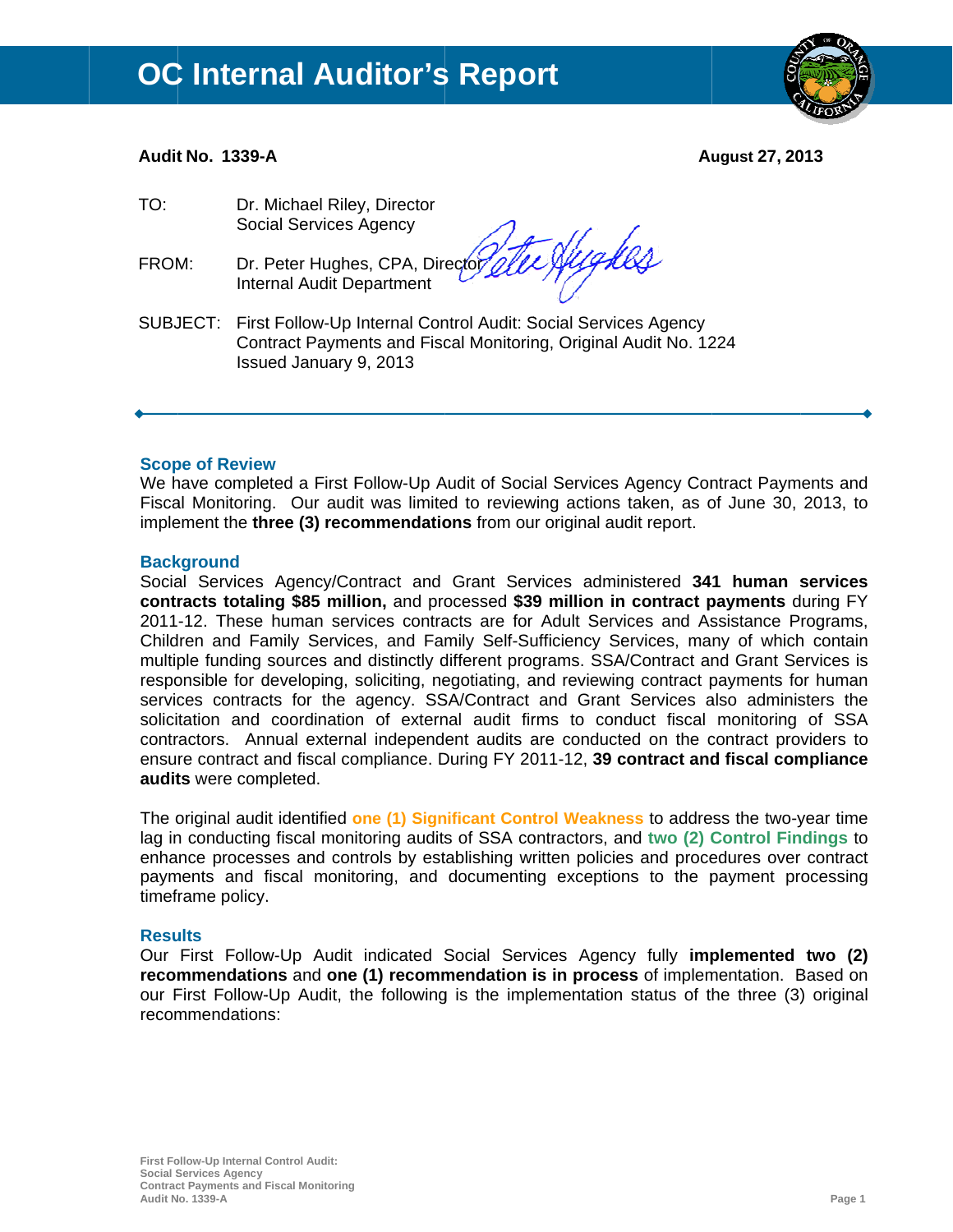# OC Internal Auditor's Report

**Audit No. 1339-A** **August 27, 2013**

TO: Dr. Michael Riley, Director
Social Services Agency

FROM: Dr. Peter Hughes, CPA, Director
Internal Audit Department

SUBJECT: First Follow-Up Internal Control Audit: Social Services Agency Contract Payments and Fiscal Monitoring, Original Audit No. 1224 Issued January 9, 2013

---

## Scope of Review

We have completed a First Follow-Up Audit of Social Services Agency Contract Payments and Fiscal Monitoring. Our audit was limited to reviewing actions taken, as of June 30, 2013, to implement the **three (3) recommendations** from our original audit report.

## Background

Social Services Agency/Contract and Grant Services administered **341 human services contracts totaling $85 million,** and processed **$39 million in contract payments** during FY 2011-12. These human services contracts are for Adult Services and Assistance Programs, Children and Family Services, and Family Self-Sufficiency Services, many of which contain multiple funding sources and distinctly different programs. SSA/Contract and Grant Services is responsible for developing, soliciting, negotiating, and reviewing contract payments for human services contracts for the agency. SSA/Contract and Grant Services also administers the solicitation and coordination of external audit firms to conduct fiscal monitoring of SSA contractors. Annual external independent audits are conducted on the contract providers to ensure contract and fiscal compliance. During FY 2011-12, **39 contract and fiscal compliance audits** were completed.

The original audit identified **one (1) Significant Control Weakness** to address the two-year time lag in conducting fiscal monitoring audits of SSA contractors, and **two (2) Control Findings** to enhance processes and controls by establishing written policies and procedures over contract payments and fiscal monitoring, and documenting exceptions to the payment processing timeframe policy.

## Results

Our First Follow-Up Audit indicated Social Services Agency fully **implemented two (2) recommendations** and **one (1) recommendation is in process** of implementation. Based on our First Follow-Up Audit, the following is the implementation status of the three (3) original recommendations: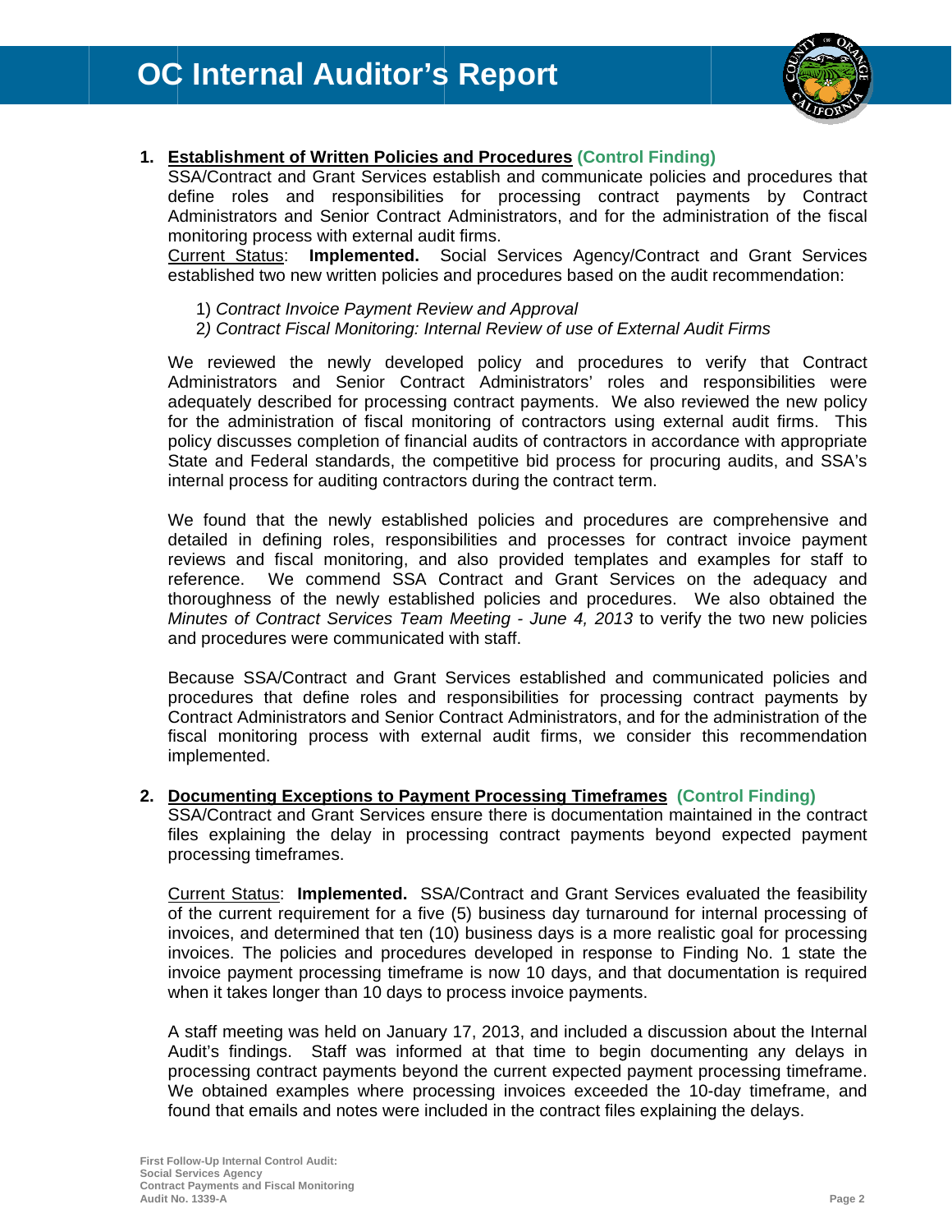1. **Establishment of Written Policies and Procedures** **(Control Finding)**
   SSA/Contract and Grant Services establish and communicate policies and procedures that define roles and responsibilities for processing contract payments by Contract Administrators and Senior Contract Administrators, and for the administration of the fiscal monitoring process with external audit firms.
   Current Status: **Implemented.** Social Services Agency/Contract and Grant Services established two new written policies and procedures based on the audit recommendation:

   1) *Contract Invoice Payment Review and Approval*
   2*) Contract Fiscal Monitoring: Internal Review of use of External Audit Firms*

   We reviewed the newly developed policy and procedures to verify that Contract Administrators and Senior Contract Administrators' roles and responsibilities were adequately described for processing contract payments. We also reviewed the new policy for the administration of fiscal monitoring of contractors using external audit firms. This policy discusses completion of financial audits of contractors in accordance with appropriate State and Federal standards, the competitive bid process for procuring audits, and SSA's internal process for auditing contractors during the contract term.

   We found that the newly established policies and procedures are comprehensive and detailed in defining roles, responsibilities and processes for contract invoice payment reviews and fiscal monitoring, and also provided templates and examples for staff to reference. We commend SSA Contract and Grant Services on the adequacy and thoroughness of the newly established policies and procedures. We also obtained the *Minutes of Contract Services Team Meeting - June 4, 2013* to verify the two new policies and procedures were communicated with staff.

   Because SSA/Contract and Grant Services established and communicated policies and procedures that define roles and responsibilities for processing contract payments by Contract Administrators and Senior Contract Administrators, and for the administration of the fiscal monitoring process with external audit firms, we consider this recommendation implemented.

2. **Documenting Exceptions to Payment Processing Timeframes** **(Control Finding)**
   SSA/Contract and Grant Services ensure there is documentation maintained in the contract files explaining the delay in processing contract payments beyond expected payment processing timeframes.

   Current Status: **Implemented.** SSA/Contract and Grant Services evaluated the feasibility of the current requirement for a five (5) business day turnaround for internal processing of invoices, and determined that ten (10) business days is a more realistic goal for processing invoices. The policies and procedures developed in response to Finding No. 1 state the invoice payment processing timeframe is now 10 days, and that documentation is required when it takes longer than 10 days to process invoice payments.

   A staff meeting was held on January 17, 2013, and included a discussion about the Internal Audit's findings. Staff was informed at that time to begin documenting any delays in processing contract payments beyond the current expected payment processing timeframe. We obtained examples where processing invoices exceeded the 10-day timeframe, and found that emails and notes were included in the contract files explaining the delays.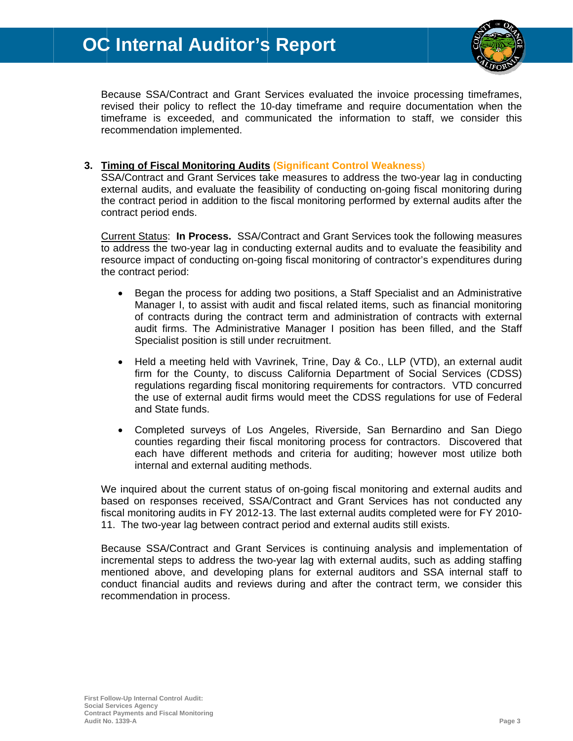Because SSA/Contract and Grant Services evaluated the invoice processing timeframes, revised their policy to reflect the 10-day timeframe and require documentation when the timeframe is exceeded, and communicated the information to staff, we consider this recommendation implemented.

3. **Timing of Fiscal Monitoring Audits** **(Significant Control Weakness)**
SSA/Contract and Grant Services take measures to address the two-year lag in conducting external audits, and evaluate the feasibility of conducting on-going fiscal monitoring during the contract period in addition to the fiscal monitoring performed by external audits after the contract period ends.

Current Status: **In Process.** SSA/Contract and Grant Services took the following measures to address the two-year lag in conducting external audits and to evaluate the feasibility and resource impact of conducting on-going fiscal monitoring of contractor's expenditures during the contract period:

- Began the process for adding two positions, a Staff Specialist and an Administrative Manager I, to assist with audit and fiscal related items, such as financial monitoring of contracts during the contract term and administration of contracts with external audit firms. The Administrative Manager I position has been filled, and the Staff Specialist position is still under recruitment.
- Held a meeting held with Vavrinek, Trine, Day & Co., LLP (VTD), an external audit firm for the County, to discuss California Department of Social Services (CDSS) regulations regarding fiscal monitoring requirements for contractors. VTD concurred the use of external audit firms would meet the CDSS regulations for use of Federal and State funds.
- Completed surveys of Los Angeles, Riverside, San Bernardino and San Diego counties regarding their fiscal monitoring process for contractors. Discovered that each have different methods and criteria for auditing; however most utilize both internal and external auditing methods.

We inquired about the current status of on-going fiscal monitoring and external audits and based on responses received, SSA/Contract and Grant Services has not conducted any fiscal monitoring audits in FY 2012-13. The last external audits completed were for FY 2010-11. The two-year lag between contract period and external audits still exists.

Because SSA/Contract and Grant Services is continuing analysis and implementation of incremental steps to address the two-year lag with external audits, such as adding staffing mentioned above, and developing plans for external auditors and SSA internal staff to conduct financial audits and reviews during and after the contract term, we consider this recommendation in process.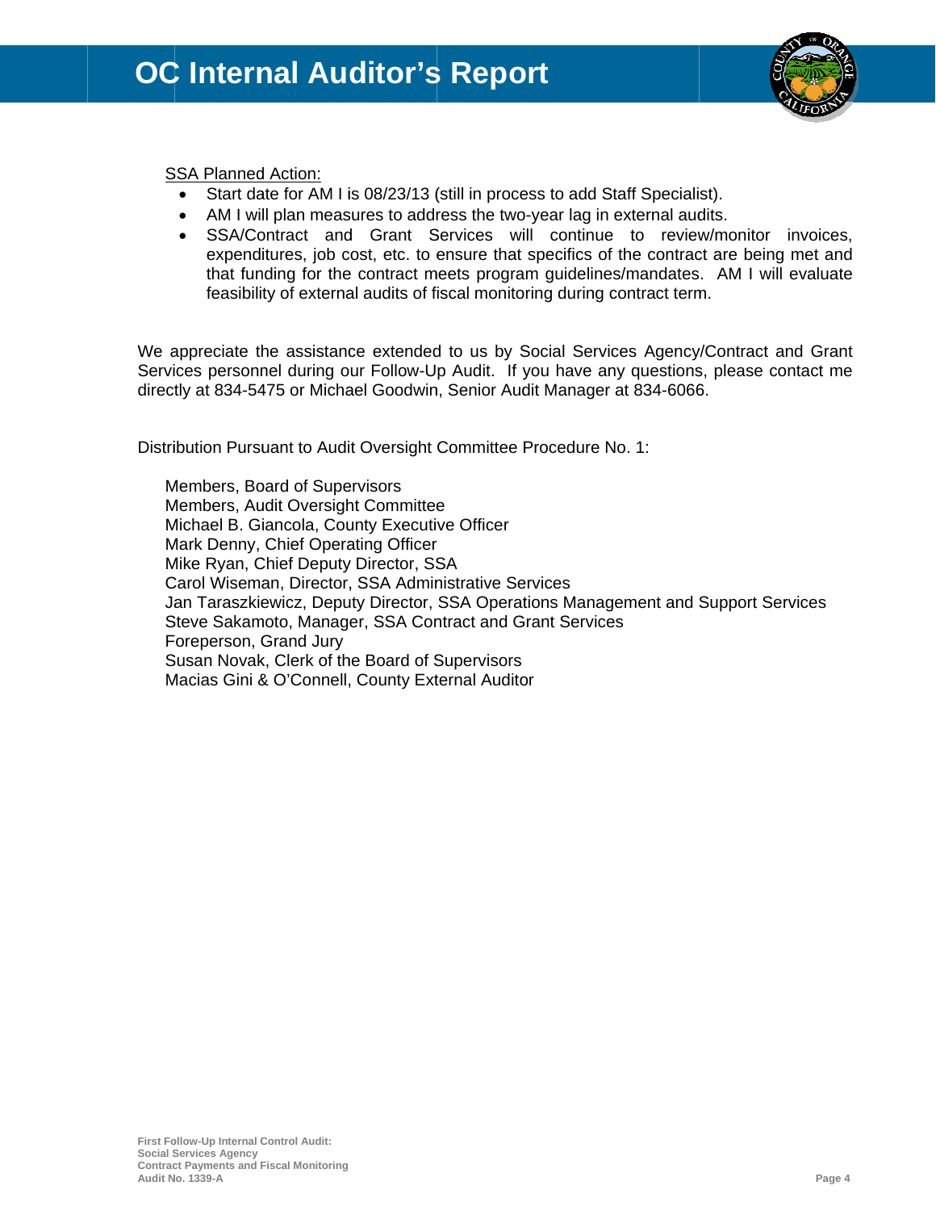<u>SSA Planned Action:</u>

- Start date for AM I is 08/23/13 (still in process to add Staff Specialist).
- AM I will plan measures to address the two-year lag in external audits.
- SSA/Contract and Grant Services will continue to review/monitor invoices, expenditures, job cost, etc. to ensure that specifics of the contract are being met and that funding for the contract meets program guidelines/mandates. AM I will evaluate feasibility of external audits of fiscal monitoring during contract term.

We appreciate the assistance extended to us by Social Services Agency/Contract and Grant Services personnel during our Follow-Up Audit. If you have any questions, please contact me directly at 834-5475 or Michael Goodwin, Senior Audit Manager at 834-6066.

Distribution Pursuant to Audit Oversight Committee Procedure No. 1:

Members, Board of Supervisors
Members, Audit Oversight Committee
Michael B. Giancola, County Executive Officer
Mark Denny, Chief Operating Officer
Mike Ryan, Chief Deputy Director, SSA
Carol Wiseman, Director, SSA Administrative Services
Jan Taraszkiewicz, Deputy Director, SSA Operations Management and Support Services
Steve Sakamoto, Manager, SSA Contract and Grant Services
Foreperson, Grand Jury
Susan Novak, Clerk of the Board of Supervisors
Macias Gini & O'Connell, County External Auditor